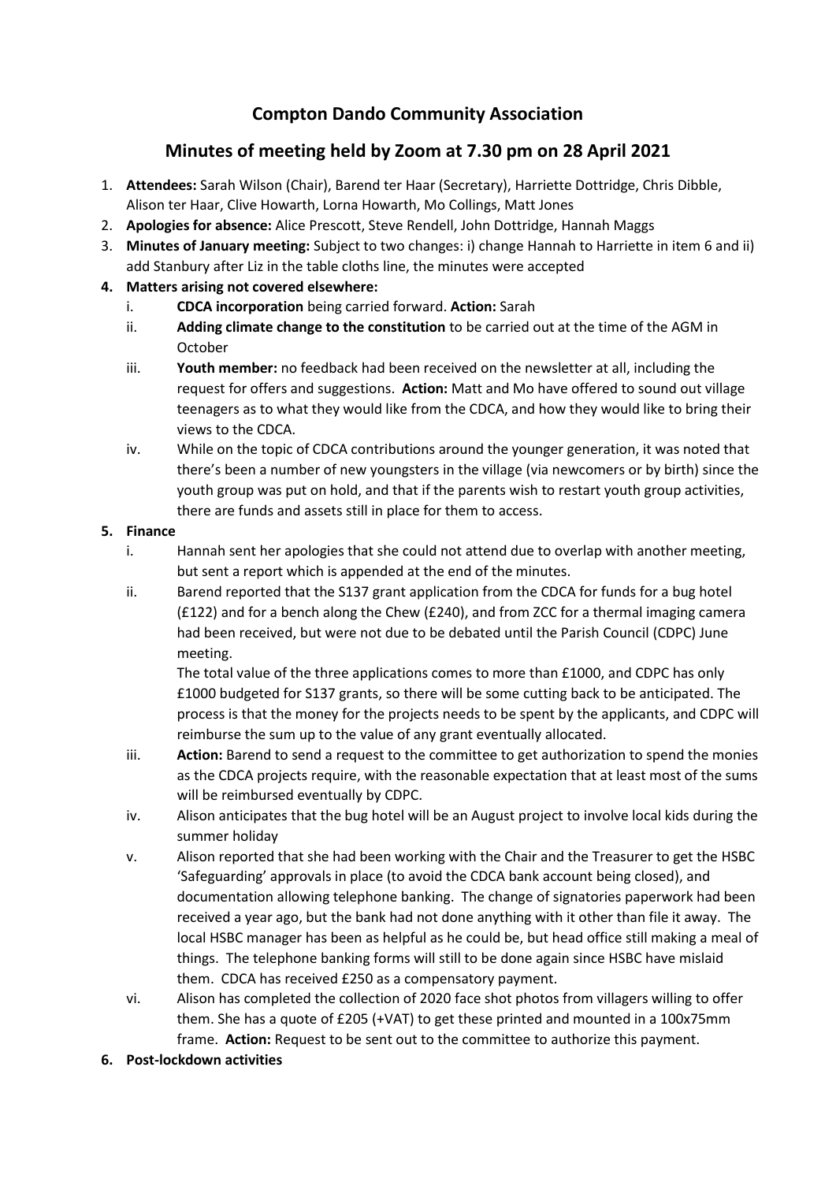# Compton Dando Community Association

## Minutes of meeting held by Zoom at 7.30 pm on 28 April 2021

1. **Attendees:** Sarah Wilson (Chair), Barend ter Haar (Secretary), Harriette Dottridge, Chris Dibble, Alison ter Haar, Clive Howarth, Lorna Howarth, Mo Collings, Matt Jones
2. **Apologies for absence:** Alice Prescott, Steve Rendell, John Dottridge, Hannah Maggs
3. **Minutes of January meeting:** Subject to two changes: i) change Hannah to Harriette in item 6 and ii) add Stanbury after Liz in the table cloths line, the minutes were accepted
4. **Matters arising not covered elsewhere:**
   i. **CDCA incorporation** being carried forward. **Action:** Sarah
   ii. **Adding climate change to the constitution** to be carried out at the time of the AGM in October
   iii. **Youth member:** no feedback had been received on the newsletter at all, including the request for offers and suggestions. **Action:** Matt and Mo have offered to sound out village teenagers as to what they would like from the CDCA, and how they would like to bring their views to the CDCA.
   iv. While on the topic of CDCA contributions around the younger generation, it was noted that there's been a number of new youngsters in the village (via newcomers or by birth) since the youth group was put on hold, and that if the parents wish to restart youth group activities, there are funds and assets still in place for them to access.
5. **Finance**
   i. Hannah sent her apologies that she could not attend due to overlap with another meeting, but sent a report which is appended at the end of the minutes.
   ii. Barend reported that the S137 grant application from the CDCA for funds for a bug hotel (£122) and for a bench along the Chew (£240), and from ZCC for a thermal imaging camera had been received, but were not due to be debated until the Parish Council (CDPC) June meeting.

      The total value of the three applications comes to more than £1000, and CDPC has only £1000 budgeted for S137 grants, so there will be some cutting back to be anticipated. The process is that the money for the projects needs to be spent by the applicants, and CDPC will reimburse the sum up to the value of any grant eventually allocated.
   iii. **Action:** Barend to send a request to the committee to get authorization to spend the monies as the CDCA projects require, with the reasonable expectation that at least most of the sums will be reimbursed eventually by CDPC.
   iv. Alison anticipates that the bug hotel will be an August project to involve local kids during the summer holiday
   v. Alison reported that she had been working with the Chair and the Treasurer to get the HSBC 'Safeguarding' approvals in place (to avoid the CDCA bank account being closed), and documentation allowing telephone banking. The change of signatories paperwork had been received a year ago, but the bank had not done anything with it other than file it away. The local HSBC manager has been as helpful as he could be, but head office still making a meal of things. The telephone banking forms will still to be done again since HSBC have mislaid them. CDCA has received £250 as a compensatory payment.
   vi. Alison has completed the collection of 2020 face shot photos from villagers willing to offer them. She has a quote of £205 (+VAT) to get these printed and mounted in a 100x75mm frame. **Action:** Request to be sent out to the committee to authorize this payment.
6. **Post-lockdown activities**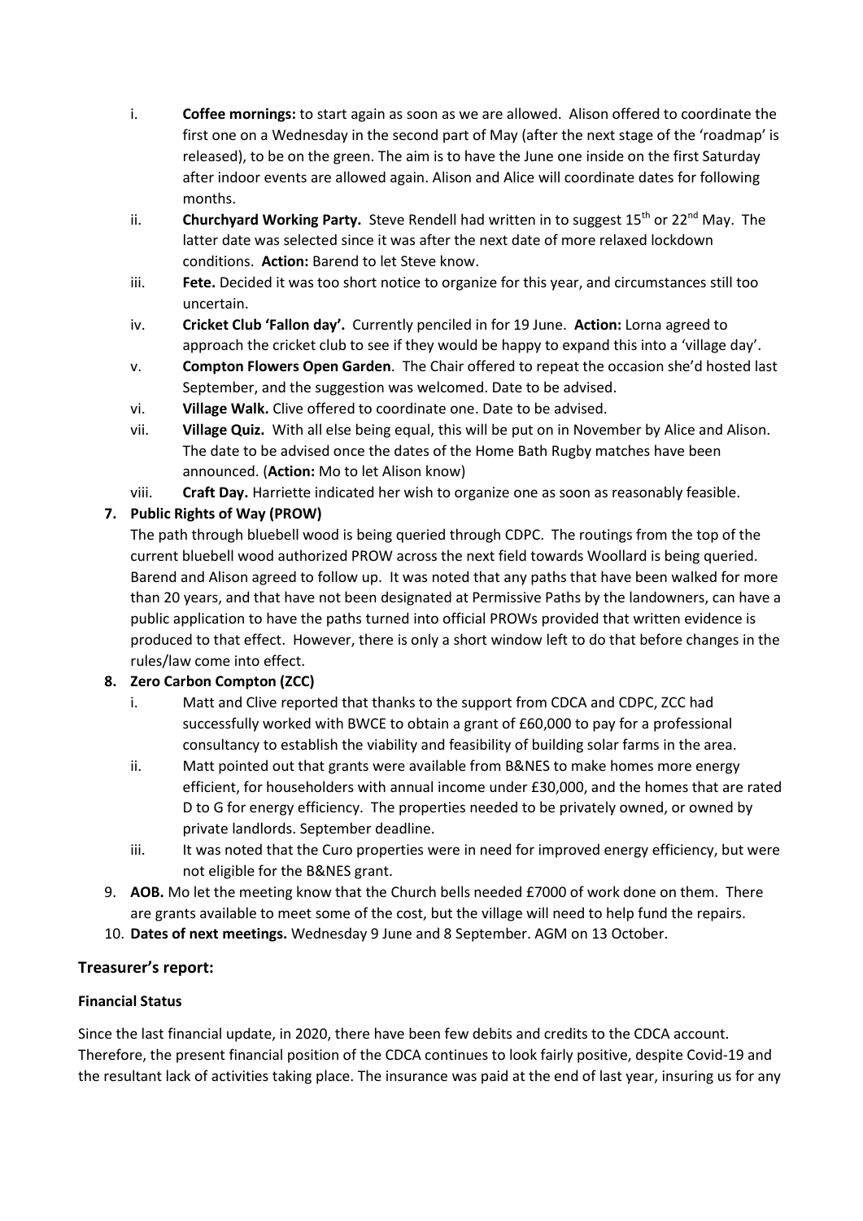i. **Coffee mornings:** to start again as soon as we are allowed. Alison offered to coordinate the first one on a Wednesday in the second part of May (after the next stage of the 'roadmap' is released), to be on the green. The aim is to have the June one inside on the first Saturday after indoor events are allowed again. Alison and Alice will coordinate dates for following months.

ii. **Churchyard Working Party.** Steve Rendell had written in to suggest 15th or 22nd May. The latter date was selected since it was after the next date of more relaxed lockdown conditions. **Action:** Barend to let Steve know.

iii. **Fete.** Decided it was too short notice to organize for this year, and circumstances still too uncertain.

iv. **Cricket Club 'Fallon day'.** Currently penciled in for 19 June. **Action:** Lorna agreed to approach the cricket club to see if they would be happy to expand this into a 'village day'.

v. **Compton Flowers Open Garden**. The Chair offered to repeat the occasion she'd hosted last September, and the suggestion was welcomed. Date to be advised.

vi. **Village Walk.** Clive offered to coordinate one. Date to be advised.

vii. **Village Quiz.** With all else being equal, this will be put on in November by Alice and Alison. The date to be advised once the dates of the Home Bath Rugby matches have been announced. (**Action:** Mo to let Alison know)

viii. **Craft Day.** Harriette indicated her wish to organize one as soon as reasonably feasible.

**7. Public Rights of Way (PROW)**

The path through bluebell wood is being queried through CDPC. The routings from the top of the current bluebell wood authorized PROW across the next field towards Woollard is being queried. Barend and Alison agreed to follow up. It was noted that any paths that have been walked for more than 20 years, and that have not been designated at Permissive Paths by the landowners, can have a public application to have the paths turned into official PROWs provided that written evidence is produced to that effect. However, there is only a short window left to do that before changes in the rules/law come into effect.

**8. Zero Carbon Compton (ZCC)**

i. Matt and Clive reported that thanks to the support from CDCA and CDPC, ZCC had successfully worked with BWCE to obtain a grant of £60,000 to pay for a professional consultancy to establish the viability and feasibility of building solar farms in the area.

ii. Matt pointed out that grants were available from B&NES to make homes more energy efficient, for householders with annual income under £30,000, and the homes that are rated D to G for energy efficiency. The properties needed to be privately owned, or owned by private landlords. September deadline.

iii. It was noted that the Curo properties were in need for improved energy efficiency, but were not eligible for the B&NES grant.

9. **AOB.** Mo let the meeting know that the Church bells needed £7000 of work done on them. There are grants available to meet some of the cost, but the village will need to help fund the repairs.

10. **Dates of next meetings.** Wednesday 9 June and 8 September. AGM on 13 October.

## Treasurer's report:

### Financial Status

Since the last financial update, in 2020, there have been few debits and credits to the CDCA account. Therefore, the present financial position of the CDCA continues to look fairly positive, despite Covid-19 and the resultant lack of activities taking place. The insurance was paid at the end of last year, insuring us for any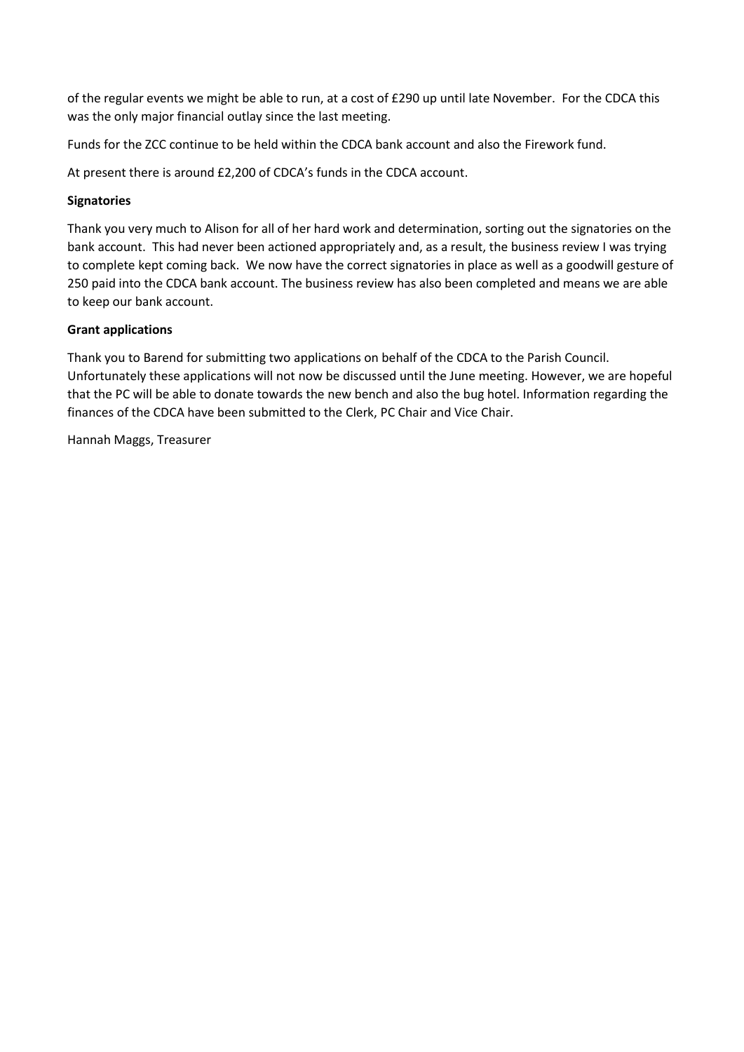of the regular events we might be able to run, at a cost of £290 up until late November. For the CDCA this was the only major financial outlay since the last meeting.

Funds for the ZCC continue to be held within the CDCA bank account and also the Firework fund.

At present there is around £2,200 of CDCA's funds in the CDCA account.

**Signatories**

Thank you very much to Alison for all of her hard work and determination, sorting out the signatories on the bank account. This had never been actioned appropriately and, as a result, the business review I was trying to complete kept coming back. We now have the correct signatories in place as well as a goodwill gesture of 250 paid into the CDCA bank account. The business review has also been completed and means we are able to keep our bank account.

**Grant applications**

Thank you to Barend for submitting two applications on behalf of the CDCA to the Parish Council. Unfortunately these applications will not now be discussed until the June meeting. However, we are hopeful that the PC will be able to donate towards the new bench and also the bug hotel. Information regarding the finances of the CDCA have been submitted to the Clerk, PC Chair and Vice Chair.

Hannah Maggs, Treasurer